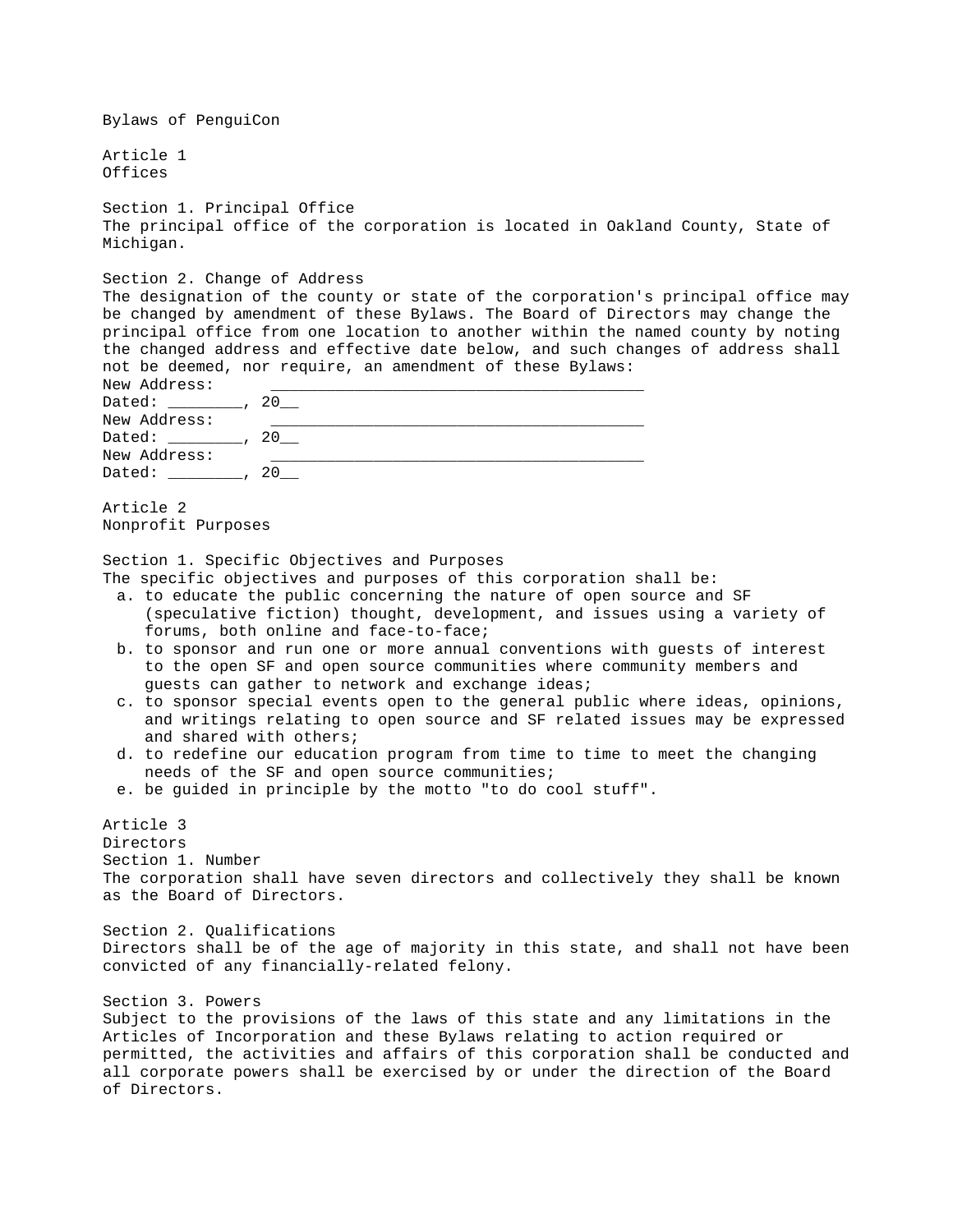# Bylaws of PenguiCon

## Article 1
## Offices

### Section 1. Principal Office

The principal office of the corporation is located in Oakland County, State of Michigan.

### Section 2. Change of Address

The designation of the county or state of the corporation's principal office may be changed by amendment of these Bylaws. The Board of Directors may change the principal office from one location to another within the named county by noting the changed address and effective date below, and such changes of address shall not be deemed, nor require, an amendment of these Bylaws:

New Address: ________________________________________
Dated: ________, 20__
New Address: ________________________________________
Dated: ________, 20__
New Address: ________________________________________
Dated: ________, 20__

## Article 2
## Nonprofit Purposes

### Section 1. Specific Objectives and Purposes

The specific objectives and purposes of this corporation shall be:

a. to educate the public concerning the nature of open source and SF (speculative fiction) thought, development, and issues using a variety of forums, both online and face-to-face;
b. to sponsor and run one or more annual conventions with guests of interest to the open SF and open source communities where community members and guests can gather to network and exchange ideas;
c. to sponsor special events open to the general public where ideas, opinions, and writings relating to open source and SF related issues may be expressed and shared with others;
d. to redefine our education program from time to time to meet the changing needs of the SF and open source communities;
e. be guided in principle by the motto "to do cool stuff".

## Article 3
## Directors

### Section 1. Number

The corporation shall have seven directors and collectively they shall be known as the Board of Directors.

### Section 2. Qualifications

Directors shall be of the age of majority in this state, and shall not have been convicted of any financially-related felony.

### Section 3. Powers

Subject to the provisions of the laws of this state and any limitations in the Articles of Incorporation and these Bylaws relating to action required or permitted, the activities and affairs of this corporation shall be conducted and all corporate powers shall be exercised by or under the direction of the Board of Directors.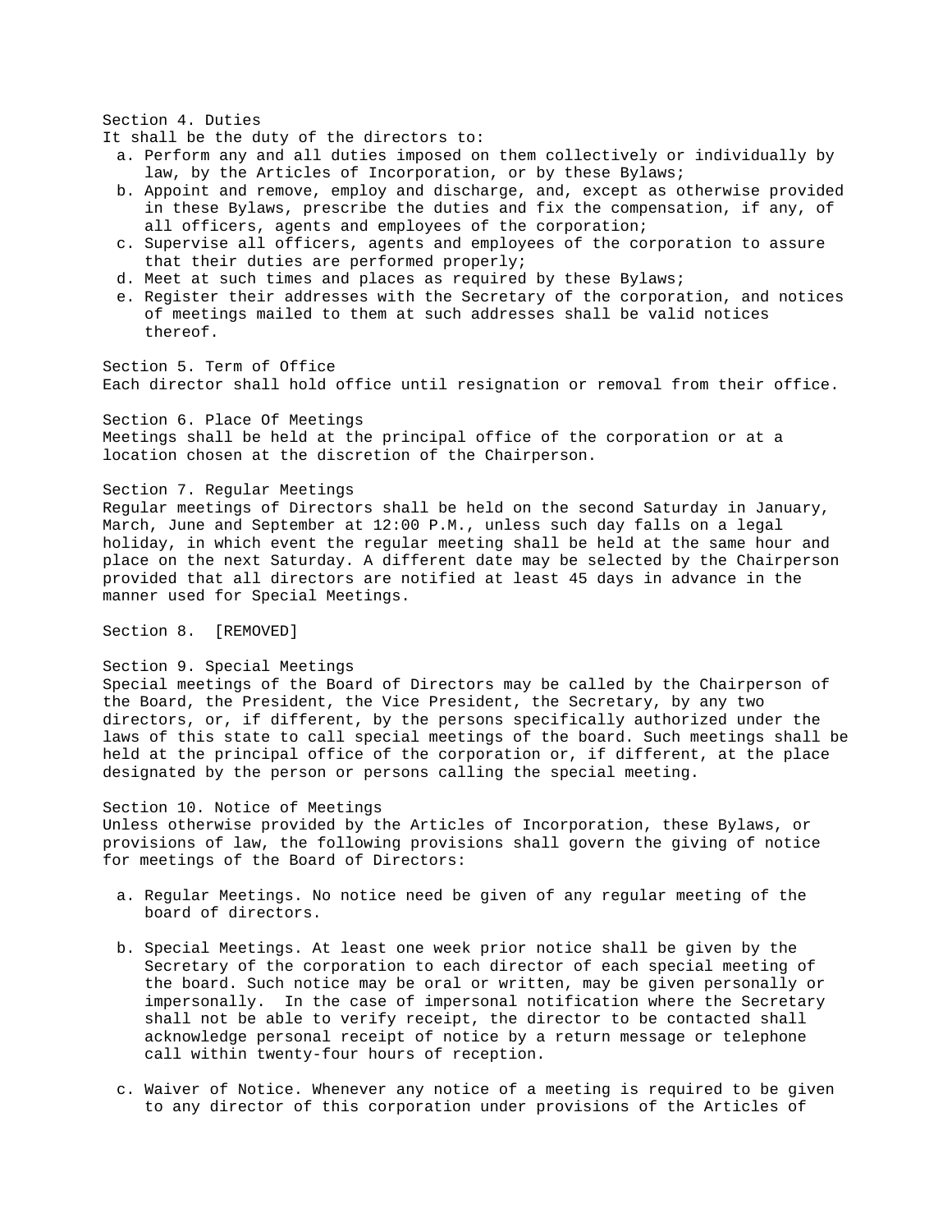Section 4. Duties

It shall be the duty of the directors to:

a. Perform any and all duties imposed on them collectively or individually by law, by the Articles of Incorporation, or by these Bylaws;
b. Appoint and remove, employ and discharge, and, except as otherwise provided in these Bylaws, prescribe the duties and fix the compensation, if any, of all officers, agents and employees of the corporation;
c. Supervise all officers, agents and employees of the corporation to assure that their duties are performed properly;
d. Meet at such times and places as required by these Bylaws;
e. Register their addresses with the Secretary of the corporation, and notices of meetings mailed to them at such addresses shall be valid notices thereof.

Section 5. Term of Office

Each director shall hold office until resignation or removal from their office.

Section 6. Place Of Meetings

Meetings shall be held at the principal office of the corporation or at a location chosen at the discretion of the Chairperson.

Section 7. Regular Meetings

Regular meetings of Directors shall be held on the second Saturday in January, March, June and September at 12:00 P.M., unless such day falls on a legal holiday, in which event the regular meeting shall be held at the same hour and place on the next Saturday. A different date may be selected by the Chairperson provided that all directors are notified at least 45 days in advance in the manner used for Special Meetings.

Section 8. [REMOVED]

Section 9. Special Meetings

Special meetings of the Board of Directors may be called by the Chairperson of the Board, the President, the Vice President, the Secretary, by any two directors, or, if different, by the persons specifically authorized under the laws of this state to call special meetings of the board. Such meetings shall be held at the principal office of the corporation or, if different, at the place designated by the person or persons calling the special meeting.

Section 10. Notice of Meetings

Unless otherwise provided by the Articles of Incorporation, these Bylaws, or provisions of law, the following provisions shall govern the giving of notice for meetings of the Board of Directors:

a. Regular Meetings. No notice need be given of any regular meeting of the board of directors.

b. Special Meetings. At least one week prior notice shall be given by the Secretary of the corporation to each director of each special meeting of the board. Such notice may be oral or written, may be given personally or impersonally. In the case of impersonal notification where the Secretary shall not be able to verify receipt, the director to be contacted shall acknowledge personal receipt of notice by a return message or telephone call within twenty-four hours of reception.

c. Waiver of Notice. Whenever any notice of a meeting is required to be given to any director of this corporation under provisions of the Articles of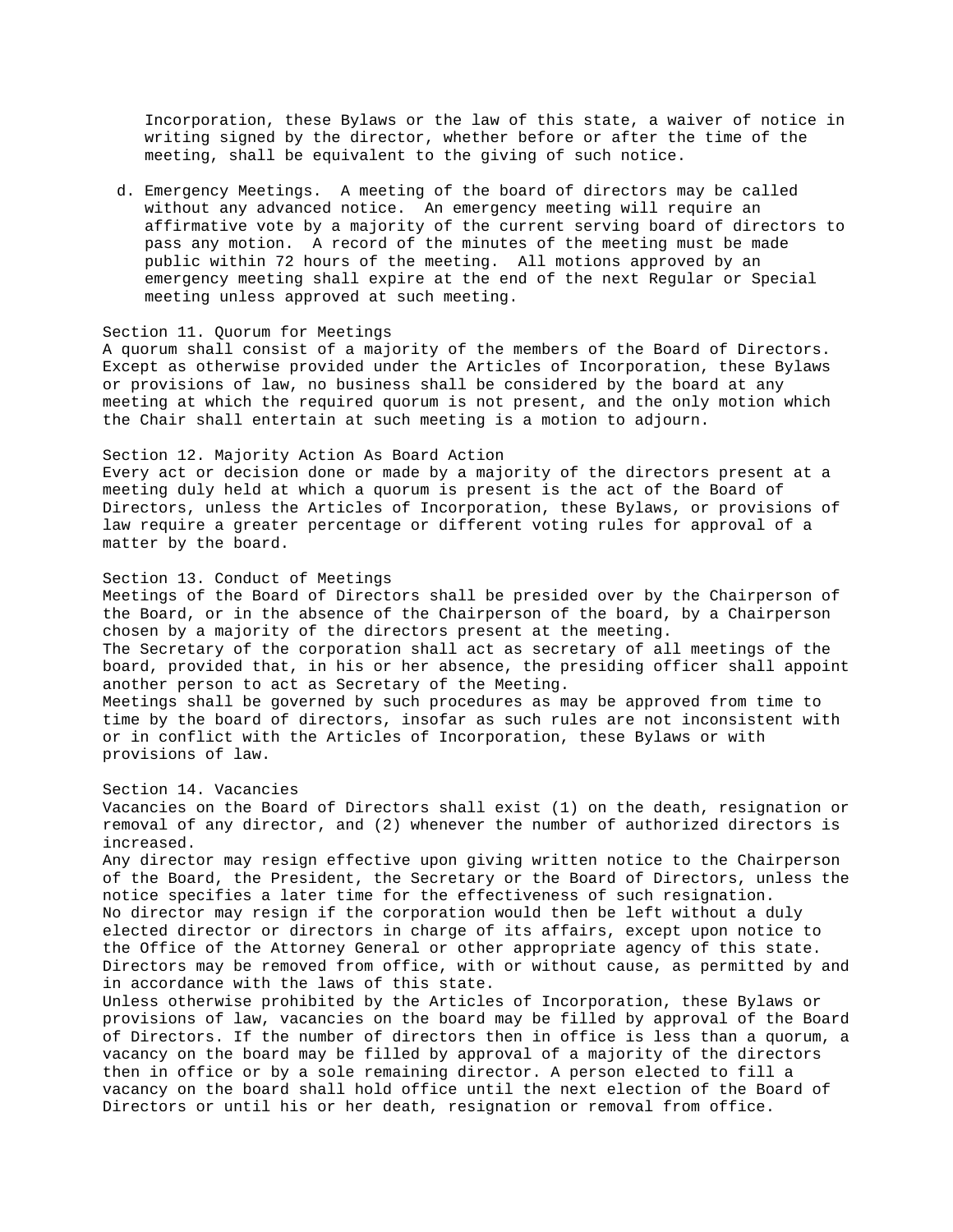Incorporation, these Bylaws or the law of this state, a waiver of notice in writing signed by the director, whether before or after the time of the meeting, shall be equivalent to the giving of such notice.

d. Emergency Meetings. A meeting of the board of directors may be called without any advanced notice. An emergency meeting will require an affirmative vote by a majority of the current serving board of directors to pass any motion. A record of the minutes of the meeting must be made public within 72 hours of the meeting. All motions approved by an emergency meeting shall expire at the end of the next Regular or Special meeting unless approved at such meeting.

Section 11. Quorum for Meetings
A quorum shall consist of a majority of the members of the Board of Directors. Except as otherwise provided under the Articles of Incorporation, these Bylaws or provisions of law, no business shall be considered by the board at any meeting at which the required quorum is not present, and the only motion which the Chair shall entertain at such meeting is a motion to adjourn.

Section 12. Majority Action As Board Action
Every act or decision done or made by a majority of the directors present at a meeting duly held at which a quorum is present is the act of the Board of Directors, unless the Articles of Incorporation, these Bylaws, or provisions of law require a greater percentage or different voting rules for approval of a matter by the board.

Section 13. Conduct of Meetings
Meetings of the Board of Directors shall be presided over by the Chairperson of the Board, or in the absence of the Chairperson of the board, by a Chairperson chosen by a majority of the directors present at the meeting.
The Secretary of the corporation shall act as secretary of all meetings of the board, provided that, in his or her absence, the presiding officer shall appoint another person to act as Secretary of the Meeting.
Meetings shall be governed by such procedures as may be approved from time to time by the board of directors, insofar as such rules are not inconsistent with or in conflict with the Articles of Incorporation, these Bylaws or with provisions of law.

Section 14. Vacancies
Vacancies on the Board of Directors shall exist (1) on the death, resignation or removal of any director, and (2) whenever the number of authorized directors is increased.
Any director may resign effective upon giving written notice to the Chairperson of the Board, the President, the Secretary or the Board of Directors, unless the notice specifies a later time for the effectiveness of such resignation.
No director may resign if the corporation would then be left without a duly elected director or directors in charge of its affairs, except upon notice to the Office of the Attorney General or other appropriate agency of this state.
Directors may be removed from office, with or without cause, as permitted by and in accordance with the laws of this state.
Unless otherwise prohibited by the Articles of Incorporation, these Bylaws or provisions of law, vacancies on the board may be filled by approval of the Board of Directors. If the number of directors then in office is less than a quorum, a vacancy on the board may be filled by approval of a majority of the directors then in office or by a sole remaining director. A person elected to fill a vacancy on the board shall hold office until the next election of the Board of Directors or until his or her death, resignation or removal from office.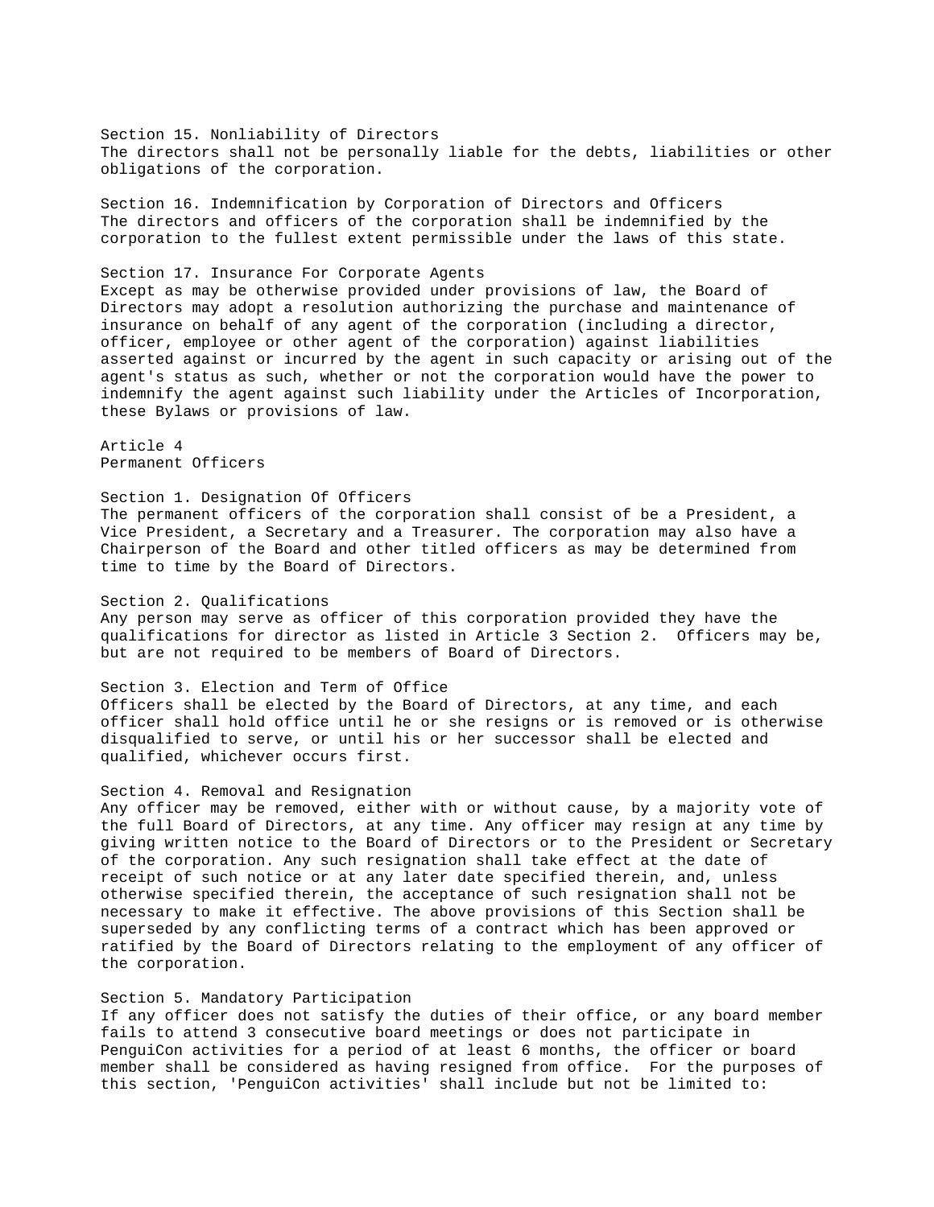### Section 15. Nonliability of Directors

The directors shall not be personally liable for the debts, liabilities or other obligations of the corporation.

### Section 16. Indemnification by Corporation of Directors and Officers

The directors and officers of the corporation shall be indemnified by the corporation to the fullest extent permissible under the laws of this state.

### Section 17. Insurance For Corporate Agents

Except as may be otherwise provided under provisions of law, the Board of Directors may adopt a resolution authorizing the purchase and maintenance of insurance on behalf of any agent of the corporation (including a director, officer, employee or other agent of the corporation) against liabilities asserted against or incurred by the agent in such capacity or arising out of the agent's status as such, whether or not the corporation would have the power to indemnify the agent against such liability under the Articles of Incorporation, these Bylaws or provisions of law.

## Article 4
## Permanent Officers

### Section 1. Designation Of Officers

The permanent officers of the corporation shall consist of be a President, a Vice President, a Secretary and a Treasurer. The corporation may also have a Chairperson of the Board and other titled officers as may be determined from time to time by the Board of Directors.

### Section 2. Qualifications

Any person may serve as officer of this corporation provided they have the qualifications for director as listed in Article 3 Section 2. Officers may be, but are not required to be members of Board of Directors.

### Section 3. Election and Term of Office

Officers shall be elected by the Board of Directors, at any time, and each officer shall hold office until he or she resigns or is removed or is otherwise disqualified to serve, or until his or her successor shall be elected and qualified, whichever occurs first.

### Section 4. Removal and Resignation

Any officer may be removed, either with or without cause, by a majority vote of the full Board of Directors, at any time. Any officer may resign at any time by giving written notice to the Board of Directors or to the President or Secretary of the corporation. Any such resignation shall take effect at the date of receipt of such notice or at any later date specified therein, and, unless otherwise specified therein, the acceptance of such resignation shall not be necessary to make it effective. The above provisions of this Section shall be superseded by any conflicting terms of a contract which has been approved or ratified by the Board of Directors relating to the employment of any officer of the corporation.

### Section 5. Mandatory Participation

If any officer does not satisfy the duties of their office, or any board member fails to attend 3 consecutive board meetings or does not participate in PenguiCon activities for a period of at least 6 months, the officer or board member shall be considered as having resigned from office. For the purposes of this section, 'PenguiCon activities' shall include but not be limited to: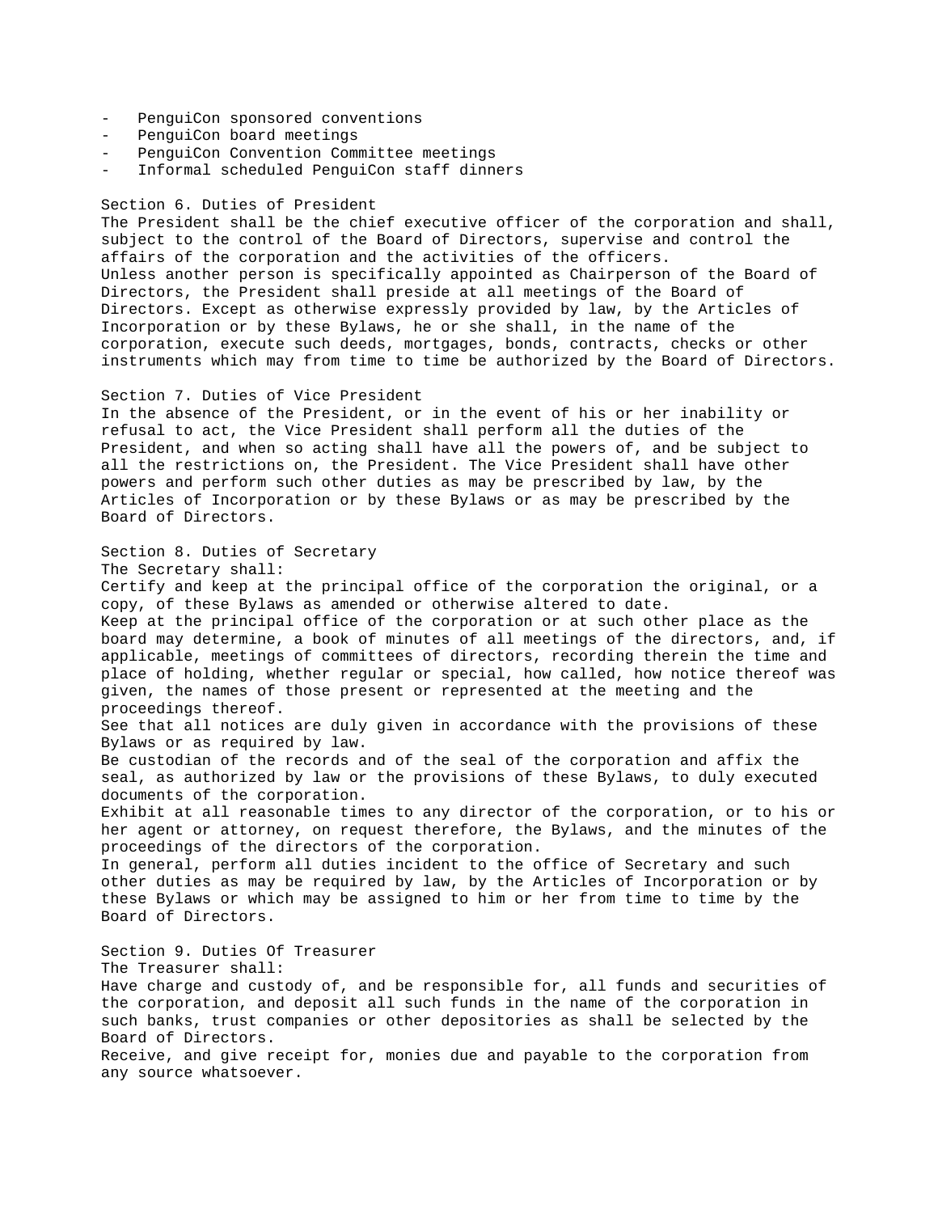- PenguiCon sponsored conventions
- PenguiCon board meetings
- PenguiCon Convention Committee meetings
- Informal scheduled PenguiCon staff dinners

Section 6. Duties of President

The President shall be the chief executive officer of the corporation and shall, subject to the control of the Board of Directors, supervise and control the affairs of the corporation and the activities of the officers.

Unless another person is specifically appointed as Chairperson of the Board of Directors, the President shall preside at all meetings of the Board of Directors. Except as otherwise expressly provided by law, by the Articles of Incorporation or by these Bylaws, he or she shall, in the name of the corporation, execute such deeds, mortgages, bonds, contracts, checks or other instruments which may from time to time be authorized by the Board of Directors.

Section 7. Duties of Vice President

In the absence of the President, or in the event of his or her inability or refusal to act, the Vice President shall perform all the duties of the President, and when so acting shall have all the powers of, and be subject to all the restrictions on, the President. The Vice President shall have other powers and perform such other duties as may be prescribed by law, by the Articles of Incorporation or by these Bylaws or as may be prescribed by the Board of Directors.

Section 8. Duties of Secretary

The Secretary shall:

Certify and keep at the principal office of the corporation the original, or a copy, of these Bylaws as amended or otherwise altered to date.

Keep at the principal office of the corporation or at such other place as the board may determine, a book of minutes of all meetings of the directors, and, if applicable, meetings of committees of directors, recording therein the time and place of holding, whether regular or special, how called, how notice thereof was given, the names of those present or represented at the meeting and the proceedings thereof.

See that all notices are duly given in accordance with the provisions of these Bylaws or as required by law.

Be custodian of the records and of the seal of the corporation and affix the seal, as authorized by law or the provisions of these Bylaws, to duly executed documents of the corporation.

Exhibit at all reasonable times to any director of the corporation, or to his or her agent or attorney, on request therefore, the Bylaws, and the minutes of the proceedings of the directors of the corporation.

In general, perform all duties incident to the office of Secretary and such other duties as may be required by law, by the Articles of Incorporation or by these Bylaws or which may be assigned to him or her from time to time by the Board of Directors.

Section 9. Duties Of Treasurer

The Treasurer shall:

Have charge and custody of, and be responsible for, all funds and securities of the corporation, and deposit all such funds in the name of the corporation in such banks, trust companies or other depositories as shall be selected by the Board of Directors.

Receive, and give receipt for, monies due and payable to the corporation from any source whatsoever.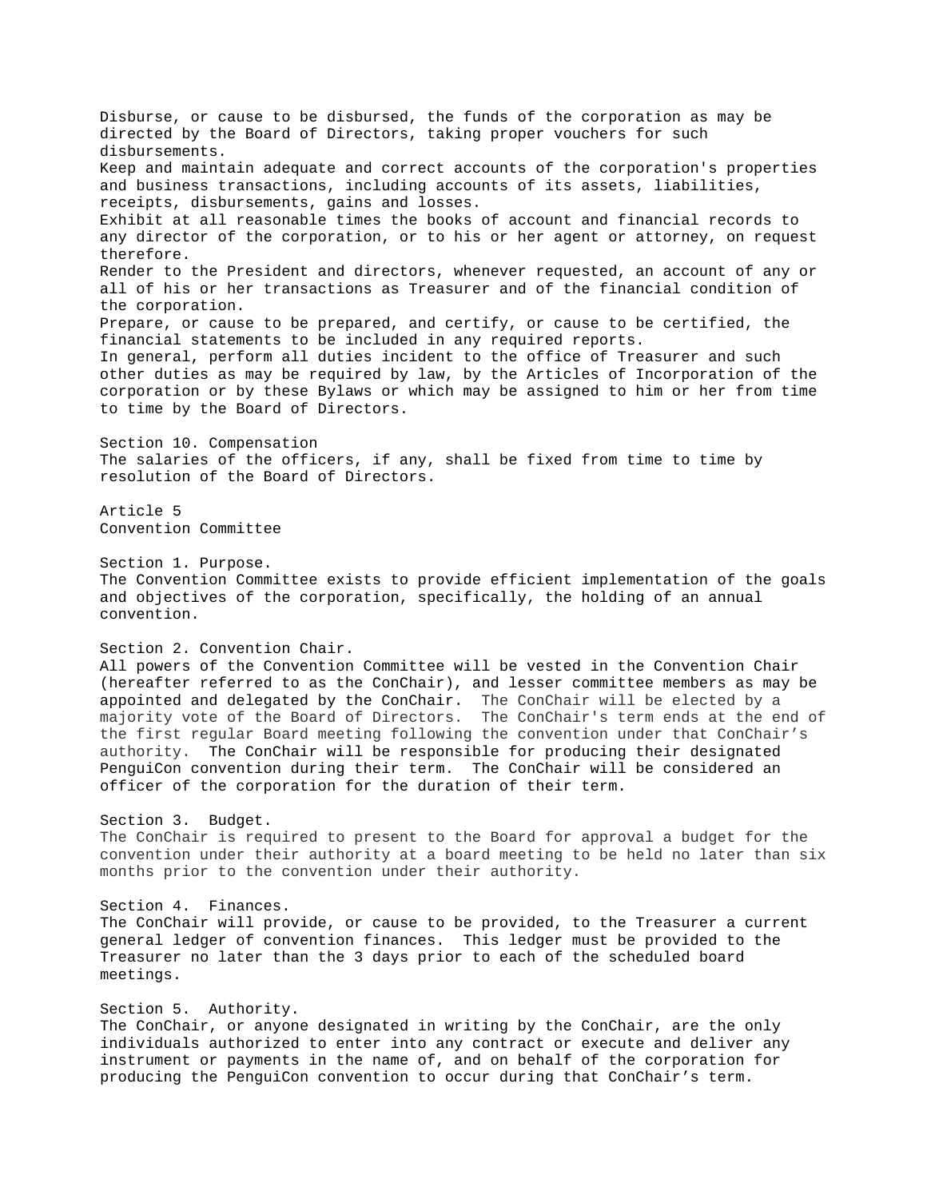Disburse, or cause to be disbursed, the funds of the corporation as may be directed by the Board of Directors, taking proper vouchers for such disbursements.

Keep and maintain adequate and correct accounts of the corporation's properties and business transactions, including accounts of its assets, liabilities, receipts, disbursements, gains and losses.

Exhibit at all reasonable times the books of account and financial records to any director of the corporation, or to his or her agent or attorney, on request therefore.

Render to the President and directors, whenever requested, an account of any or all of his or her transactions as Treasurer and of the financial condition of the corporation.

Prepare, or cause to be prepared, and certify, or cause to be certified, the financial statements to be included in any required reports.

In general, perform all duties incident to the office of Treasurer and such other duties as may be required by law, by the Articles of Incorporation of the corporation or by these Bylaws or which may be assigned to him or her from time to time by the Board of Directors.

### Section 10. Compensation

The salaries of the officers, if any, shall be fixed from time to time by resolution of the Board of Directors.

## Article 5
## Convention Committee

### Section 1. Purpose.

The Convention Committee exists to provide efficient implementation of the goals and objectives of the corporation, specifically, the holding of an annual convention.

### Section 2. Convention Chair.

All powers of the Convention Committee will be vested in the Convention Chair (hereafter referred to as the ConChair), and lesser committee members as may be appointed and delegated by the ConChair. The ConChair will be elected by a majority vote of the Board of Directors. The ConChair's term ends at the end of the first regular Board meeting following the convention under that ConChair's authority. The ConChair will be responsible for producing their designated PenguiCon convention during their term. The ConChair will be considered an officer of the corporation for the duration of their term.

### Section 3. Budget.

The ConChair is required to present to the Board for approval a budget for the convention under their authority at a board meeting to be held no later than six months prior to the convention under their authority.

### Section 4. Finances.

The ConChair will provide, or cause to be provided, to the Treasurer a current general ledger of convention finances. This ledger must be provided to the Treasurer no later than the 3 days prior to each of the scheduled board meetings.

### Section 5. Authority.

The ConChair, or anyone designated in writing by the ConChair, are the only individuals authorized to enter into any contract or execute and deliver any instrument or payments in the name of, and on behalf of the corporation for producing the PenguiCon convention to occur during that ConChair's term.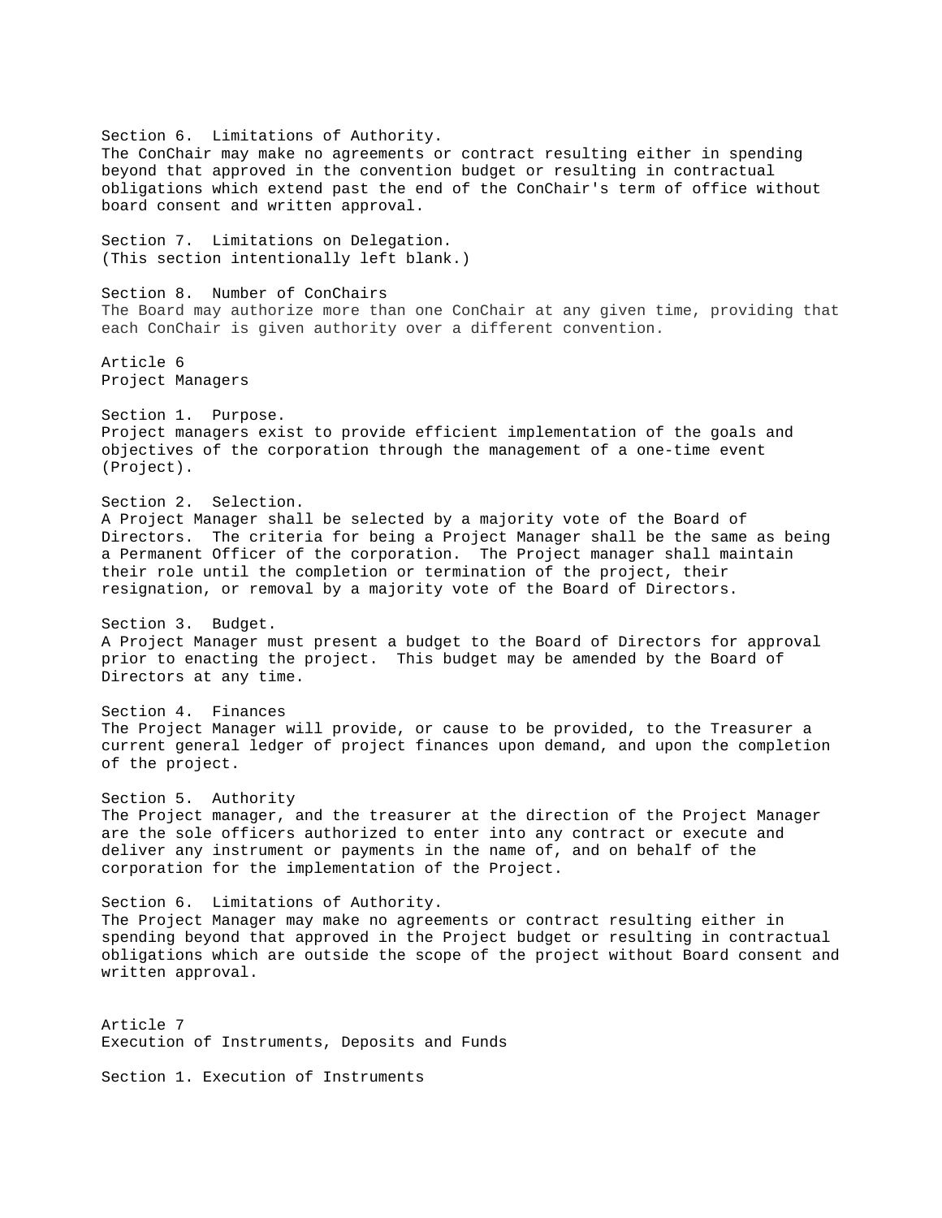Section 6. Limitations of Authority.
The ConChair may make no agreements or contract resulting either in spending beyond that approved in the convention budget or resulting in contractual obligations which extend past the end of the ConChair's term of office without board consent and written approval.

Section 7. Limitations on Delegation.
(This section intentionally left blank.)

Section 8. Number of ConChairs
The Board may authorize more than one ConChair at any given time, providing that each ConChair is given authority over a different convention.

## Article 6
## Project Managers

Section 1. Purpose.
Project managers exist to provide efficient implementation of the goals and objectives of the corporation through the management of a one-time event (Project).

Section 2. Selection.
A Project Manager shall be selected by a majority vote of the Board of Directors. The criteria for being a Project Manager shall be the same as being a Permanent Officer of the corporation. The Project manager shall maintain their role until the completion or termination of the project, their resignation, or removal by a majority vote of the Board of Directors.

Section 3. Budget.
A Project Manager must present a budget to the Board of Directors for approval prior to enacting the project. This budget may be amended by the Board of Directors at any time.

Section 4. Finances
The Project Manager will provide, or cause to be provided, to the Treasurer a current general ledger of project finances upon demand, and upon the completion of the project.

Section 5. Authority
The Project manager, and the treasurer at the direction of the Project Manager are the sole officers authorized to enter into any contract or execute and deliver any instrument or payments in the name of, and on behalf of the corporation for the implementation of the Project.

Section 6. Limitations of Authority.
The Project Manager may make no agreements or contract resulting either in spending beyond that approved in the Project budget or resulting in contractual obligations which are outside the scope of the project without Board consent and written approval.

## Article 7
## Execution of Instruments, Deposits and Funds

Section 1. Execution of Instruments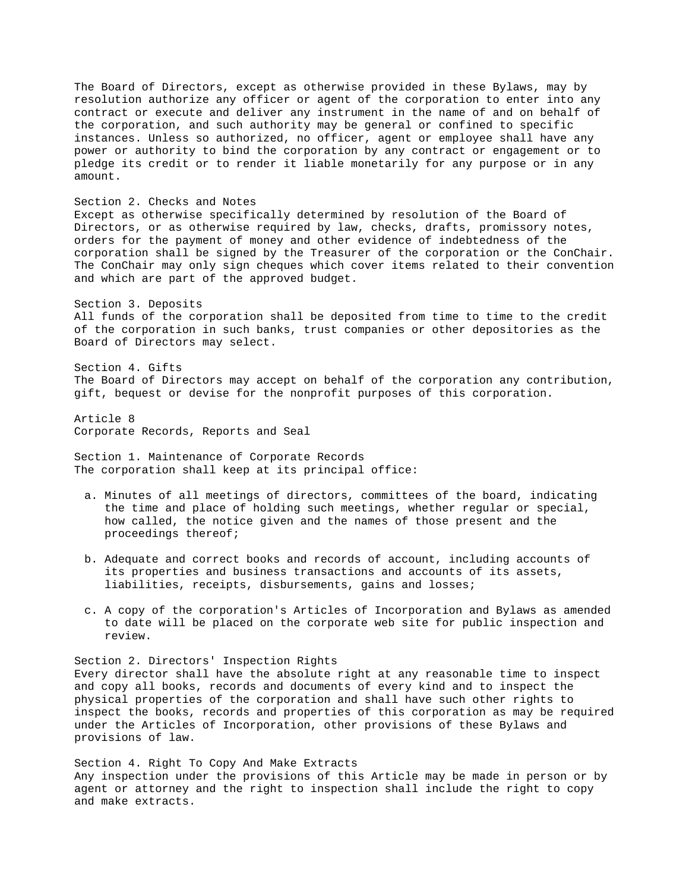The Board of Directors, except as otherwise provided in these Bylaws, may by resolution authorize any officer or agent of the corporation to enter into any contract or execute and deliver any instrument in the name of and on behalf of the corporation, and such authority may be general or confined to specific instances. Unless so authorized, no officer, agent or employee shall have any power or authority to bind the corporation by any contract or engagement or to pledge its credit or to render it liable monetarily for any purpose or in any amount.

### Section 2. Checks and Notes

Except as otherwise specifically determined by resolution of the Board of Directors, or as otherwise required by law, checks, drafts, promissory notes, orders for the payment of money and other evidence of indebtedness of the corporation shall be signed by the Treasurer of the corporation or the ConChair. The ConChair may only sign cheques which cover items related to their convention and which are part of the approved budget.

### Section 3. Deposits

All funds of the corporation shall be deposited from time to time to the credit of the corporation in such banks, trust companies or other depositories as the Board of Directors may select.

### Section 4. Gifts

The Board of Directors may accept on behalf of the corporation any contribution, gift, bequest or devise for the nonprofit purposes of this corporation.

## Article 8
## Corporate Records, Reports and Seal

### Section 1. Maintenance of Corporate Records

The corporation shall keep at its principal office:

a. Minutes of all meetings of directors, committees of the board, indicating the time and place of holding such meetings, whether regular or special, how called, the notice given and the names of those present and the proceedings thereof;

b. Adequate and correct books and records of account, including accounts of its properties and business transactions and accounts of its assets, liabilities, receipts, disbursements, gains and losses;

c. A copy of the corporation's Articles of Incorporation and Bylaws as amended to date will be placed on the corporate web site for public inspection and review.

### Section 2. Directors' Inspection Rights

Every director shall have the absolute right at any reasonable time to inspect and copy all books, records and documents of every kind and to inspect the physical properties of the corporation and shall have such other rights to inspect the books, records and properties of this corporation as may be required under the Articles of Incorporation, other provisions of these Bylaws and provisions of law.

### Section 4. Right To Copy And Make Extracts

Any inspection under the provisions of this Article may be made in person or by agent or attorney and the right to inspection shall include the right to copy and make extracts.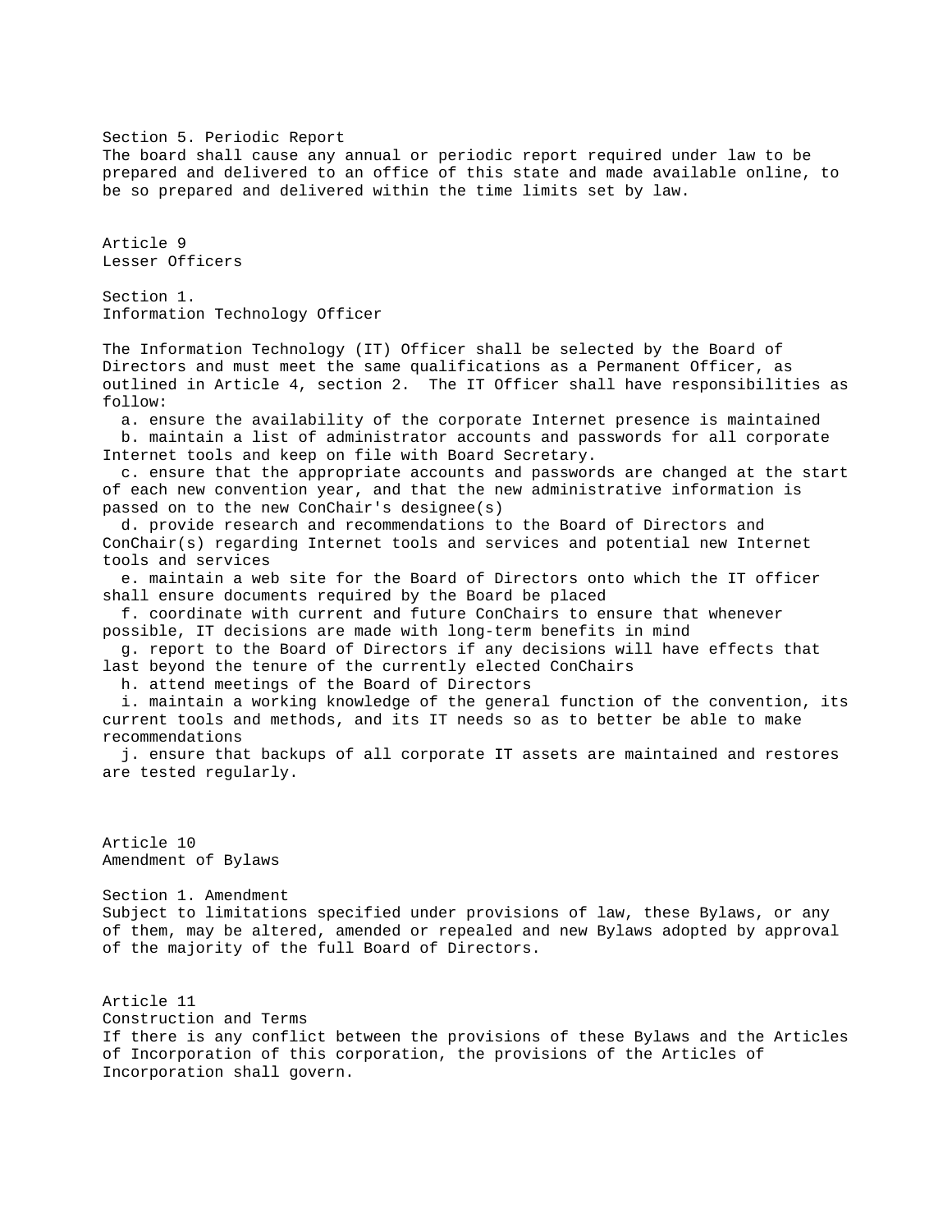### Section 5. Periodic Report

The board shall cause any annual or periodic report required under law to be prepared and delivered to an office of this state and made available online, to be so prepared and delivered within the time limits set by law.

## Article 9
## Lesser Officers

### Section 1.
### Information Technology Officer

The Information Technology (IT) Officer shall be selected by the Board of Directors and must meet the same qualifications as a Permanent Officer, as outlined in Article 4, section 2. The IT Officer shall have responsibilities as follow:

a. ensure the availability of the corporate Internet presence is maintained
b. maintain a list of administrator accounts and passwords for all corporate Internet tools and keep on file with Board Secretary.
c. ensure that the appropriate accounts and passwords are changed at the start of each new convention year, and that the new administrative information is passed on to the new ConChair's designee(s)
d. provide research and recommendations to the Board of Directors and ConChair(s) regarding Internet tools and services and potential new Internet tools and services
e. maintain a web site for the Board of Directors onto which the IT officer shall ensure documents required by the Board be placed
f. coordinate with current and future ConChairs to ensure that whenever possible, IT decisions are made with long-term benefits in mind
g. report to the Board of Directors if any decisions will have effects that last beyond the tenure of the currently elected ConChairs
h. attend meetings of the Board of Directors
i. maintain a working knowledge of the general function of the convention, its current tools and methods, and its IT needs so as to better be able to make recommendations
j. ensure that backups of all corporate IT assets are maintained and restores are tested regularly.

## Article 10
## Amendment of Bylaws

### Section 1. Amendment

Subject to limitations specified under provisions of law, these Bylaws, or any of them, may be altered, amended or repealed and new Bylaws adopted by approval of the majority of the full Board of Directors.

## Article 11
## Construction and Terms

If there is any conflict between the provisions of these Bylaws and the Articles of Incorporation of this corporation, the provisions of the Articles of Incorporation shall govern.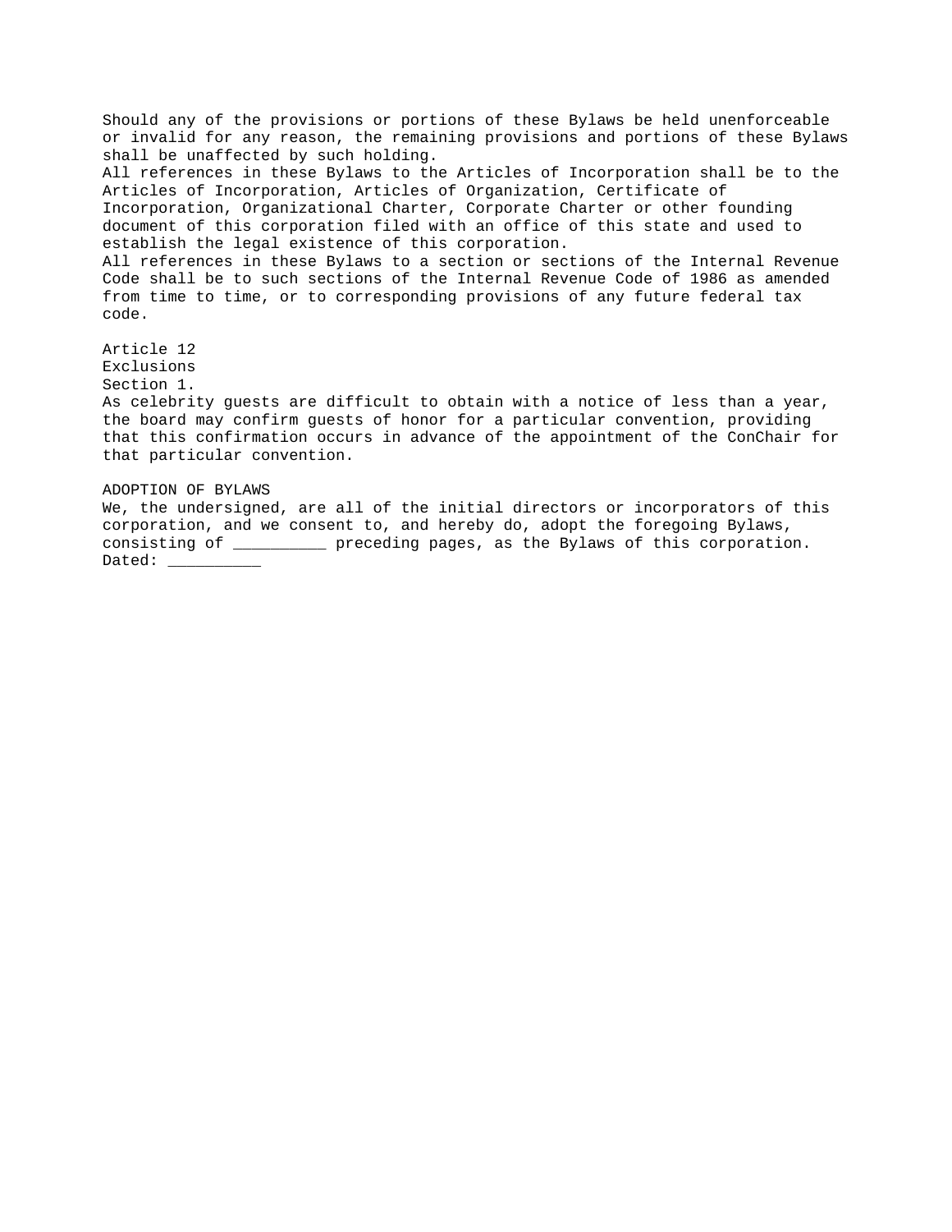Should any of the provisions or portions of these Bylaws be held unenforceable or invalid for any reason, the remaining provisions and portions of these Bylaws shall be unaffected by such holding.

All references in these Bylaws to the Articles of Incorporation shall be to the Articles of Incorporation, Articles of Organization, Certificate of Incorporation, Organizational Charter, Corporate Charter or other founding document of this corporation filed with an office of this state and used to establish the legal existence of this corporation.

All references in these Bylaws to a section or sections of the Internal Revenue Code shall be to such sections of the Internal Revenue Code of 1986 as amended from time to time, or to corresponding provisions of any future federal tax code.

Article 12
Exclusions
Section 1.

As celebrity guests are difficult to obtain with a notice of less than a year, the board may confirm guests of honor for a particular convention, providing that this confirmation occurs in advance of the appointment of the ConChair for that particular convention.

ADOPTION OF BYLAWS

We, the undersigned, are all of the initial directors or incorporators of this corporation, and we consent to, and hereby do, adopt the foregoing Bylaws, consisting of __________ preceding pages, as the Bylaws of this corporation.

Dated: __________